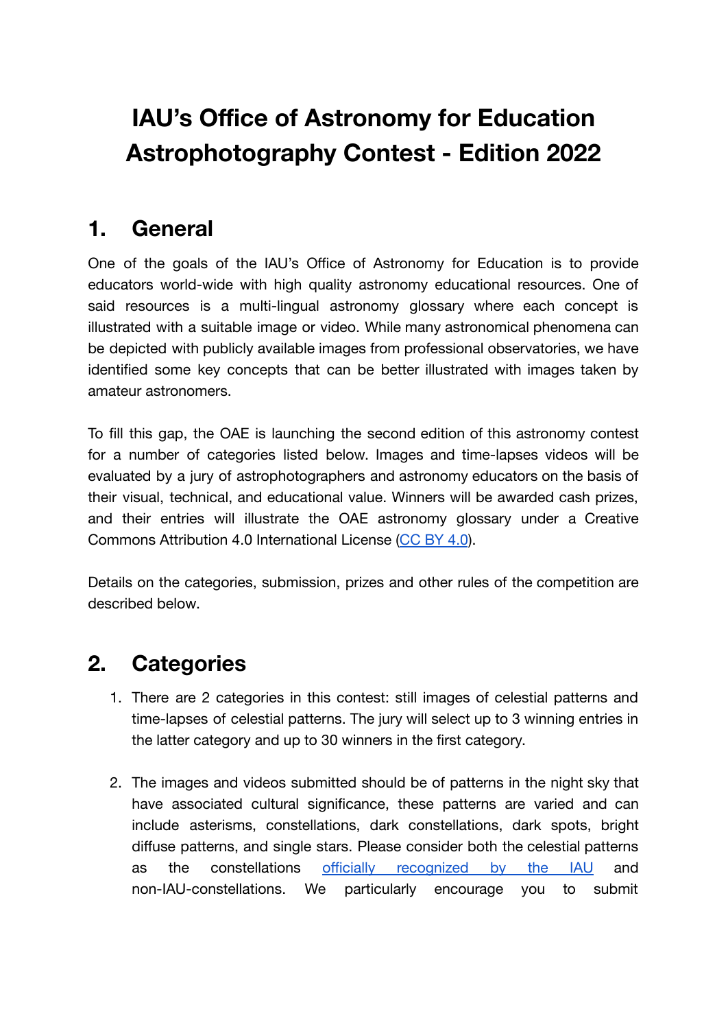# IAU's Office of Astronomy for Education Astrophotography Contest - Edition 2022

## 1. General

One of the goals of the IAU's Office of Astronomy for Education is to provide educators world-wide with high quality astronomy educational resources. One of said resources is a multi-lingual astronomy glossary where each concept is illustrated with a suitable image or video. While many astronomical phenomena can be depicted with publicly available images from professional observatories, we have identified some key concepts that can be better illustrated with images taken by amateur astronomers.

To fill this gap, the OAE is launching the second edition of this astronomy contest for a number of categories listed below. Images and time-lapses videos will be evaluated by a jury of astrophotographers and astronomy educators on the basis of their visual, technical, and educational value. Winners will be awarded cash prizes, and their entries will illustrate the OAE astronomy glossary under a Creative Commons Attribution 4.0 International License (CC BY 4.0).

Details on the categories, submission, prizes and other rules of the competition are described below.

## 2. Categories

1. There are 2 categories in this contest: still images of celestial patterns and time-lapses of celestial patterns. The jury will select up to 3 winning entries in the latter category and up to 30 winners in the first category.

2. The images and videos submitted should be of patterns in the night sky that have associated cultural significance, these patterns are varied and can include asterisms, constellations, dark constellations, dark spots, bright diffuse patterns, and single stars. Please consider both the celestial patterns as the constellations officially recognized by the IAU and non-IAU-constellations. We particularly encourage you to submit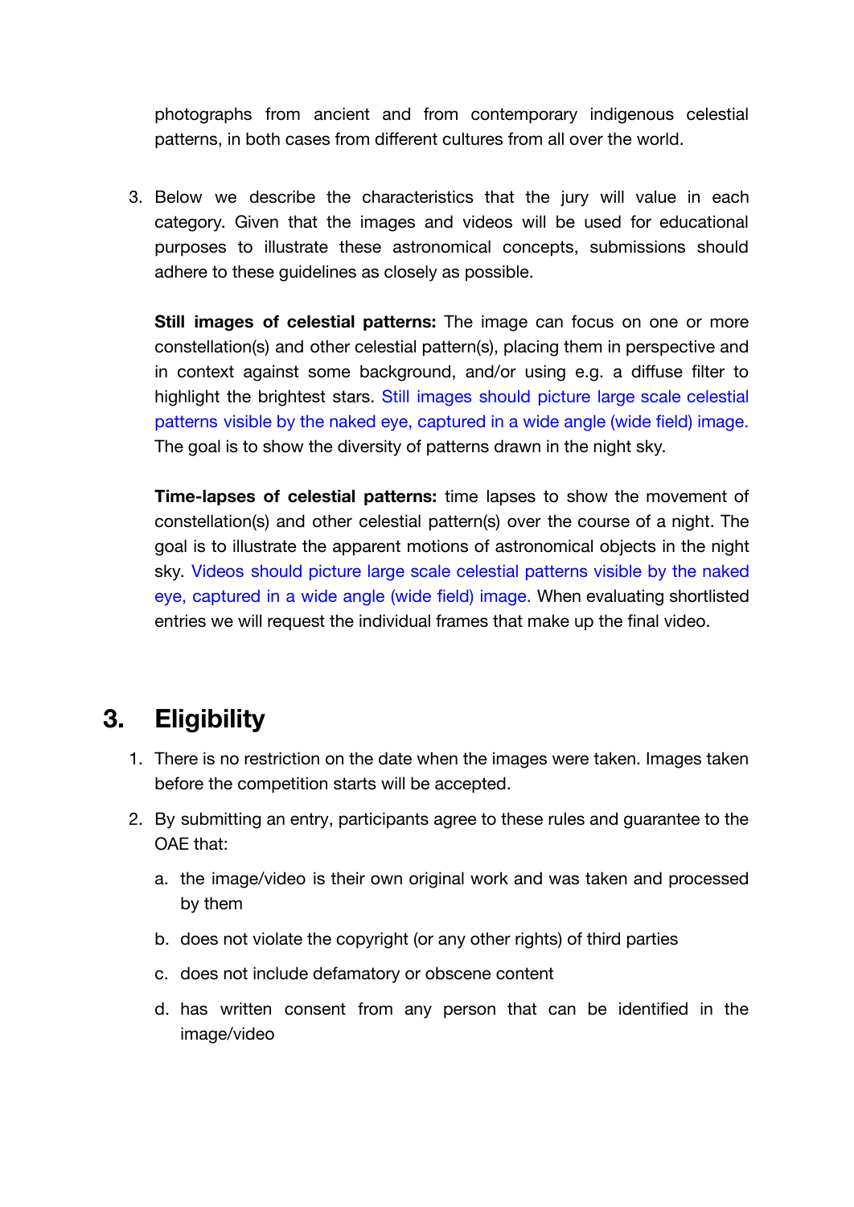photographs from ancient and from contemporary indigenous celestial patterns, in both cases from different cultures from all over the world.

3. Below we describe the characteristics that the jury will value in each category. Given that the images and videos will be used for educational purposes to illustrate these astronomical concepts, submissions should adhere to these guidelines as closely as possible.

   **Still images of celestial patterns:** The image can focus on one or more constellation(s) and other celestial pattern(s), placing them in perspective and in context against some background, and/or using e.g. a diffuse filter to highlight the brightest stars. Still images should picture large scale celestial patterns visible by the naked eye, captured in a wide angle (wide field) image. The goal is to show the diversity of patterns drawn in the night sky.

   **Time-lapses of celestial patterns:** time lapses to show the movement of constellation(s) and other celestial pattern(s) over the course of a night. The goal is to illustrate the apparent motions of astronomical objects in the night sky. Videos should picture large scale celestial patterns visible by the naked eye, captured in a wide angle (wide field) image. When evaluating shortlisted entries we will request the individual frames that make up the final video.

## 3. Eligibility

1. There is no restriction on the date when the images were taken. Images taken before the competition starts will be accepted.
2. By submitting an entry, participants agree to these rules and guarantee to the OAE that:
   a. the image/video is their own original work and was taken and processed by them
   b. does not violate the copyright (or any other rights) of third parties
   c. does not include defamatory or obscene content
   d. has written consent from any person that can be identified in the image/video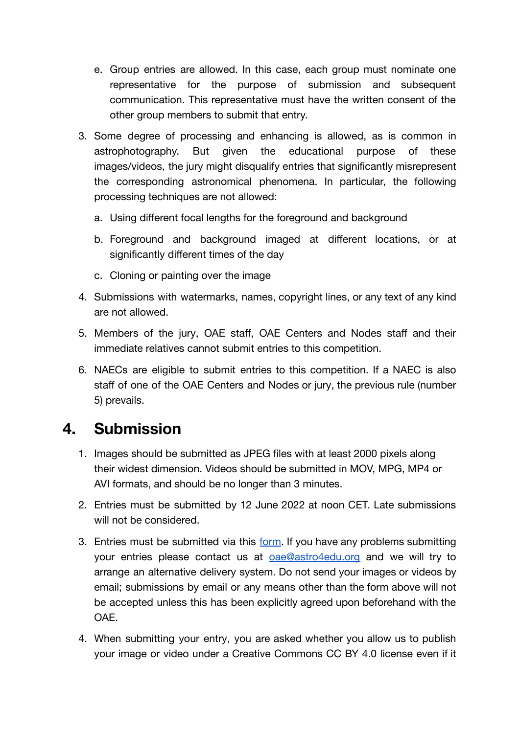e. Group entries are allowed. In this case, each group must nominate one representative for the purpose of submission and subsequent communication. This representative must have the written consent of the other group members to submit that entry.

3. Some degree of processing and enhancing is allowed, as is common in astrophotography. But given the educational purpose of these images/videos, the jury might disqualify entries that significantly misrepresent the corresponding astronomical phenomena. In particular, the following processing techniques are not allowed:

   a. Using different focal lengths for the foreground and background

   b. Foreground and background imaged at different locations, or at significantly different times of the day

   c. Cloning or painting over the image

4. Submissions with watermarks, names, copyright lines, or any text of any kind are not allowed.

5. Members of the jury, OAE staff, OAE Centers and Nodes staff and their immediate relatives cannot submit entries to this competition.

6. NAECs are eligible to submit entries to this competition. If a NAEC is also staff of one of the OAE Centers and Nodes or jury, the previous rule (number 5) prevails.

# 4. Submission

1. Images should be submitted as JPEG files with at least 2000 pixels along their widest dimension. Videos should be submitted in MOV, MPG, MP4 or AVI formats, and should be no longer than 3 minutes.

2. Entries must be submitted by 12 June 2022 at noon CET. Late submissions will not be considered.

3. Entries must be submitted via this [form](). If you have any problems submitting your entries please contact us at [oae@astro4edu.org](mailto:oae@astro4edu.org) and we will try to arrange an alternative delivery system. Do not send your images or videos by email; submissions by email or any means other than the form above will not be accepted unless this has been explicitly agreed upon beforehand with the OAE.

4. When submitting your entry, you are asked whether you allow us to publish your image or video under a Creative Commons CC BY 4.0 license even if it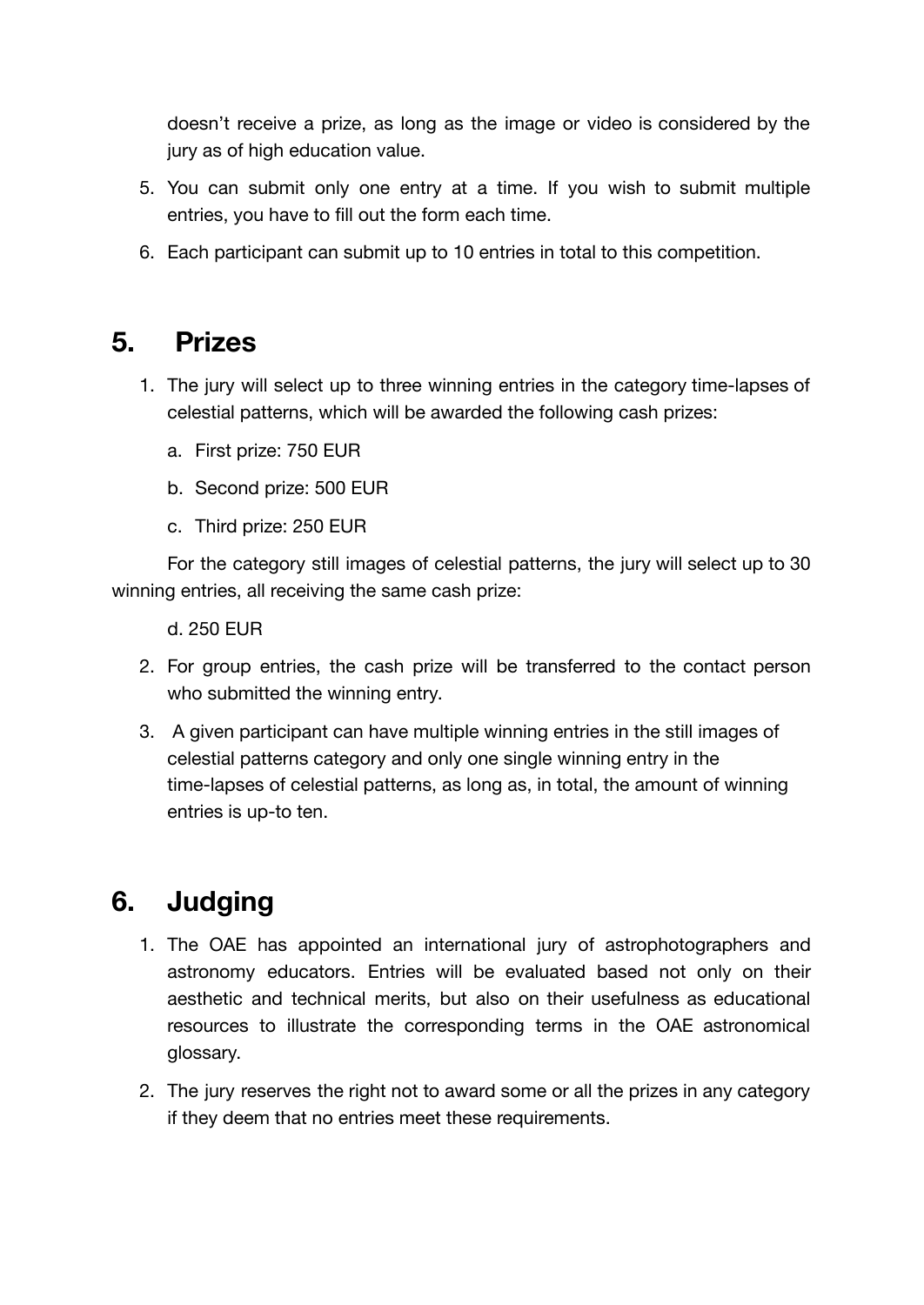doesn't receive a prize, as long as the image or video is considered by the jury as of high education value.

5. You can submit only one entry at a time. If you wish to submit multiple entries, you have to fill out the form each time.
6. Each participant can submit up to 10 entries in total to this competition.

## 5. Prizes

1. The jury will select up to three winning entries in the category time-lapses of celestial patterns, which will be awarded the following cash prizes:
   a. First prize: 750 EUR
   b. Second prize: 500 EUR
   c. Third prize: 250 EUR

   For the category still images of celestial patterns, the jury will select up to 30 winning entries, all receiving the same cash prize:

   d. 250 EUR

2. For group entries, the cash prize will be transferred to the contact person who submitted the winning entry.
3. A given participant can have multiple winning entries in the still images of celestial patterns category and only one single winning entry in the time-lapses of celestial patterns, as long as, in total, the amount of winning entries is up-to ten.

## 6. Judging

1. The OAE has appointed an international jury of astrophotographers and astronomy educators. Entries will be evaluated based not only on their aesthetic and technical merits, but also on their usefulness as educational resources to illustrate the corresponding terms in the OAE astronomical glossary.
2. The jury reserves the right not to award some or all the prizes in any category if they deem that no entries meet these requirements.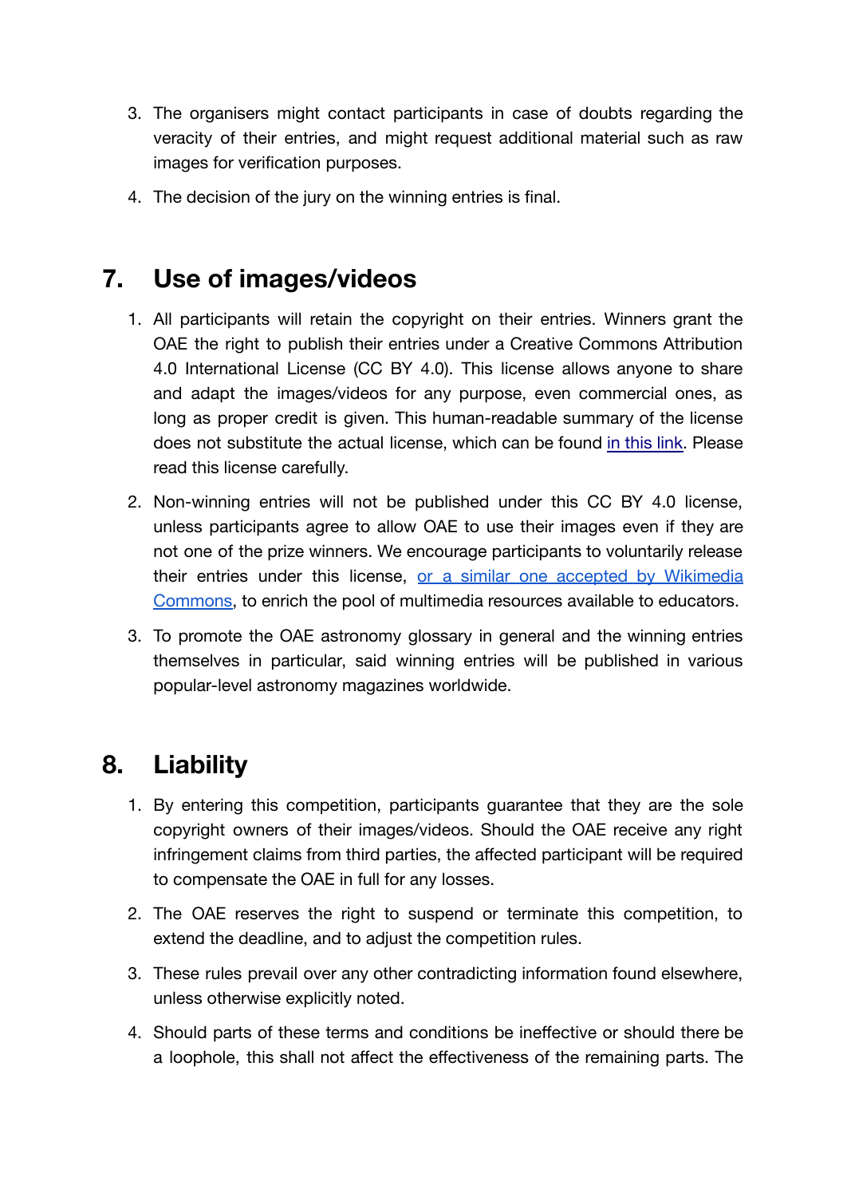3. The organisers might contact participants in case of doubts regarding the veracity of their entries, and might request additional material such as raw images for verification purposes.
4. The decision of the jury on the winning entries is final.

## 7. Use of images/videos

1. All participants will retain the copyright on their entries. Winners grant the OAE the right to publish their entries under a Creative Commons Attribution 4.0 International License (CC BY 4.0). This license allows anyone to share and adapt the images/videos for any purpose, even commercial ones, as long as proper credit is given. This human-readable summary of the license does not substitute the actual license, which can be found in this link. Please read this license carefully.
2. Non-winning entries will not be published under this CC BY 4.0 license, unless participants agree to allow OAE to use their images even if they are not one of the prize winners. We encourage participants to voluntarily release their entries under this license, or a similar one accepted by Wikimedia Commons, to enrich the pool of multimedia resources available to educators.
3. To promote the OAE astronomy glossary in general and the winning entries themselves in particular, said winning entries will be published in various popular-level astronomy magazines worldwide.

## 8. Liability

1. By entering this competition, participants guarantee that they are the sole copyright owners of their images/videos. Should the OAE receive any right infringement claims from third parties, the affected participant will be required to compensate the OAE in full for any losses.
2. The OAE reserves the right to suspend or terminate this competition, to extend the deadline, and to adjust the competition rules.
3. These rules prevail over any other contradicting information found elsewhere, unless otherwise explicitly noted.
4. Should parts of these terms and conditions be ineffective or should there be a loophole, this shall not affect the effectiveness of the remaining parts. The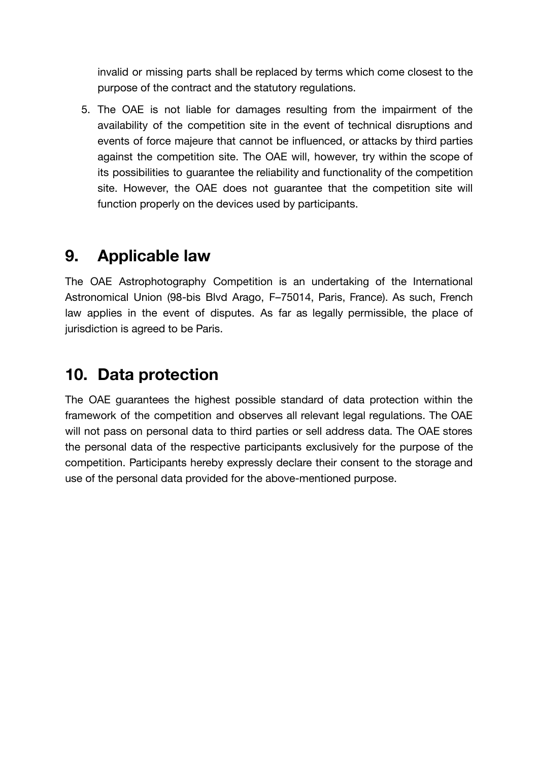invalid or missing parts shall be replaced by terms which come closest to the purpose of the contract and the statutory regulations.

5. The OAE is not liable for damages resulting from the impairment of the availability of the competition site in the event of technical disruptions and events of force majeure that cannot be influenced, or attacks by third parties against the competition site. The OAE will, however, try within the scope of its possibilities to guarantee the reliability and functionality of the competition site. However, the OAE does not guarantee that the competition site will function properly on the devices used by participants.

## 9. Applicable law

The OAE Astrophotography Competition is an undertaking of the International Astronomical Union (98-bis Blvd Arago, F–75014, Paris, France). As such, French law applies in the event of disputes. As far as legally permissible, the place of jurisdiction is agreed to be Paris.

## 10. Data protection

The OAE guarantees the highest possible standard of data protection within the framework of the competition and observes all relevant legal regulations. The OAE will not pass on personal data to third parties or sell address data. The OAE stores the personal data of the respective participants exclusively for the purpose of the competition. Participants hereby expressly declare their consent to the storage and use of the personal data provided for the above-mentioned purpose.